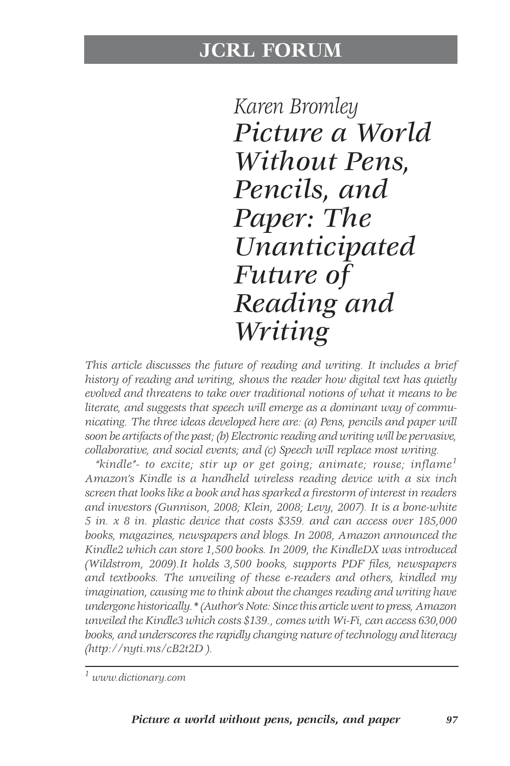# JCRL FORUM

*Karen Bromley*

# *Picture a World Without Pens, Pencils, and Paper: The Unanticipated Future of Reading and Writing*

*This article discusses the future of reading and writing. It includes a brief history of reading and writing, shows the reader how digital text has quietly evolved and threatens to take over traditional notions of what it means to be literate, and suggests that speech will emerge as a dominant way of communicating. The three ideas developed here are: (a) Pens, pencils and paper will soon be artifacts of the past; (b) Electronic reading and writing will be pervasive, collaborative, and social events; and (c) Speech will replace most writing.*

*"kindle"- to excite; stir up or get going; animate; rouse; inflame[1] Amazon's Kindle is a handheld wireless reading device with a six inch screen that looks like a book and has sparked a firestorm of interest in readers and investors (Gunnison, 2008; Klein, 2008; Levy, 2007). It is a bone-white 5 in. x 8 in. plastic device that costs $359. and can access over 185,000 books, magazines, newspapers and blogs. In 2008, Amazon announced the Kindle2 which can store 1,500 books. In 2009, the KindleDX was introduced (Wildstrom, 2009).It holds 3,500 books, supports PDF files, newspapers and textbooks. The unveiling of these e-readers and others, kindled my imagination, causing me to think about the changes reading and writing have undergone historically.* (Author's Note: Since this article went to press, Amazon unveiled the Kindle3 which costs $139., comes with Wi-Fi, can access 630,000 books, and underscores the rapidly changing nature of technology and literacy (http://nyti.ms/cB2t2D ).*

---

[1] *www.dictionary.com*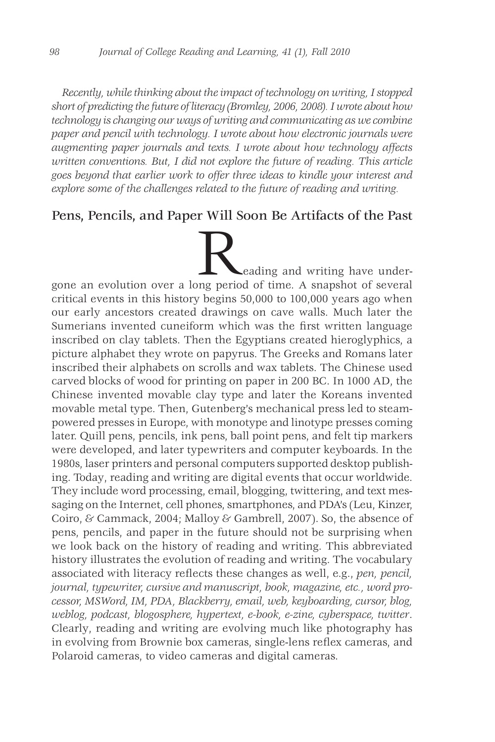*Recently, while thinking about the impact of technology on writing, I stopped short of predicting the future of literacy (Bromley, 2006, 2008). I wrote about how technology is changing our ways of writing and communicating as we combine paper and pencil with technology. I wrote about how electronic journals were augmenting paper journals and texts. I wrote about how technology affects written conventions. But, I did not explore the future of reading. This article goes beyond that earlier work to offer three ideas to kindle your interest and explore some of the challenges related to the future of reading and writing.*

## Pens, Pencils, and Paper Will Soon Be Artifacts of the Past

Reading and writing have undergone an evolution over a long period of time. A snapshot of several critical events in this history begins 50,000 to 100,000 years ago when our early ancestors created drawings on cave walls. Much later the Sumerians invented cuneiform which was the first written language inscribed on clay tablets. Then the Egyptians created hieroglyphics, a picture alphabet they wrote on papyrus. The Greeks and Romans later inscribed their alphabets on scrolls and wax tablets. The Chinese used carved blocks of wood for printing on paper in 200 BC. In 1000 AD, the Chinese invented movable clay type and later the Koreans invented movable metal type. Then, Gutenberg's mechanical press led to steam-powered presses in Europe, with monotype and linotype presses coming later. Quill pens, pencils, ink pens, ball point pens, and felt tip markers were developed, and later typewriters and computer keyboards. In the 1980s, laser printers and personal computers supported desktop publishing. Today, reading and writing are digital events that occur worldwide. They include word processing, email, blogging, twittering, and text messaging on the Internet, cell phones, smartphones, and PDA's (Leu, Kinzer, Coiro, & Cammack, 2004; Malloy & Gambrell, 2007). So, the absence of pens, pencils, and paper in the future should not be surprising when we look back on the history of reading and writing. This abbreviated history illustrates the evolution of reading and writing. The vocabulary associated with literacy reflects these changes as well, e.g., *pen, pencil, journal, typewriter, cursive and manuscript, book, magazine, etc., word processor, MSWord, IM, PDA, Blackberry, email, web, keyboarding, cursor, blog, weblog, podcast, blogosphere, hypertext, e-book, e-zine, cyberspace, twitter*. Clearly, reading and writing are evolving much like photography has in evolving from Brownie box cameras, single-lens reflex cameras, and Polaroid cameras, to video cameras and digital cameras.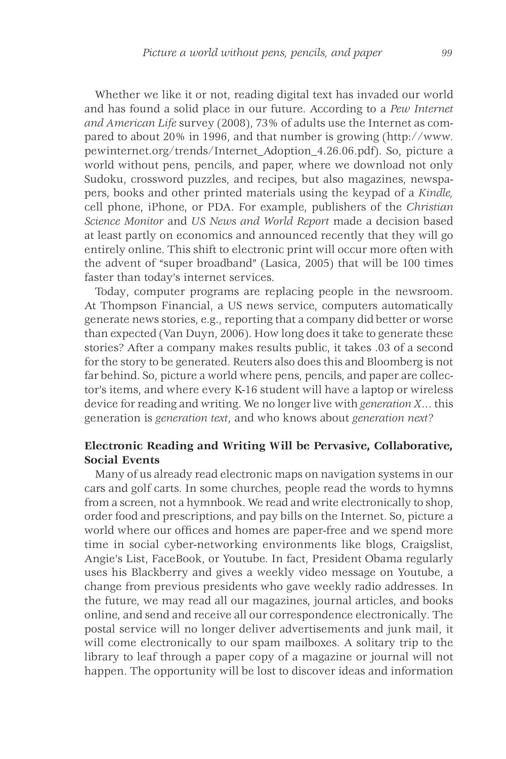Whether we like it or not, reading digital text has invaded our world and has found a solid place in our future. According to a *Pew Internet and American Life* survey (2008), 73% of adults use the Internet as compared to about 20% in 1996, and that number is growing (http://www.pewinternet.org/trends/Internet_Adoption_4.26.06.pdf). So, picture a world without pens, pencils, and paper, where we download not only Sudoku, crossword puzzles, and recipes, but also magazines, newspapers, books and other printed materials using the keypad of a *Kindle,* cell phone, iPhone, or PDA. For example, publishers of the *Christian Science Monitor* and *US News and World Report* made a decision based at least partly on economics and announced recently that they will go entirely online. This shift to electronic print will occur more often with the advent of "super broadband" (Lasica, 2005) that will be 100 times faster than today's internet services.

Today, computer programs are replacing people in the newsroom. At Thompson Financial, a US news service, computers automatically generate news stories, e.g., reporting that a company did better or worse than expected (Van Duyn, 2006). How long does it take to generate these stories? After a company makes results public, it takes .03 of a second for the story to be generated. Reuters also does this and Bloomberg is not far behind. So, picture a world where pens, pencils, and paper are collector's items, and where every K-16 student will have a laptop or wireless device for reading and writing. We no longer live with *generation X*… this generation is *generation text*, and who knows about *generation next*?

**Electronic Reading and Writing Will be Pervasive, Collaborative, Social Events**

Many of us already read electronic maps on navigation systems in our cars and golf carts. In some churches, people read the words to hymns from a screen, not a hymnbook. We read and write electronically to shop, order food and prescriptions, and pay bills on the Internet. So, picture a world where our offices and homes are paper-free and we spend more time in social cyber-networking environments like blogs, Craigslist, Angie's List, FaceBook, or Youtube. In fact, President Obama regularly uses his Blackberry and gives a weekly video message on Youtube, a change from previous presidents who gave weekly radio addresses. In the future, we may read all our magazines, journal articles, and books online, and send and receive all our correspondence electronically. The postal service will no longer deliver advertisements and junk mail, it will come electronically to our spam mailboxes. A solitary trip to the library to leaf through a paper copy of a magazine or journal will not happen. The opportunity will be lost to discover ideas and information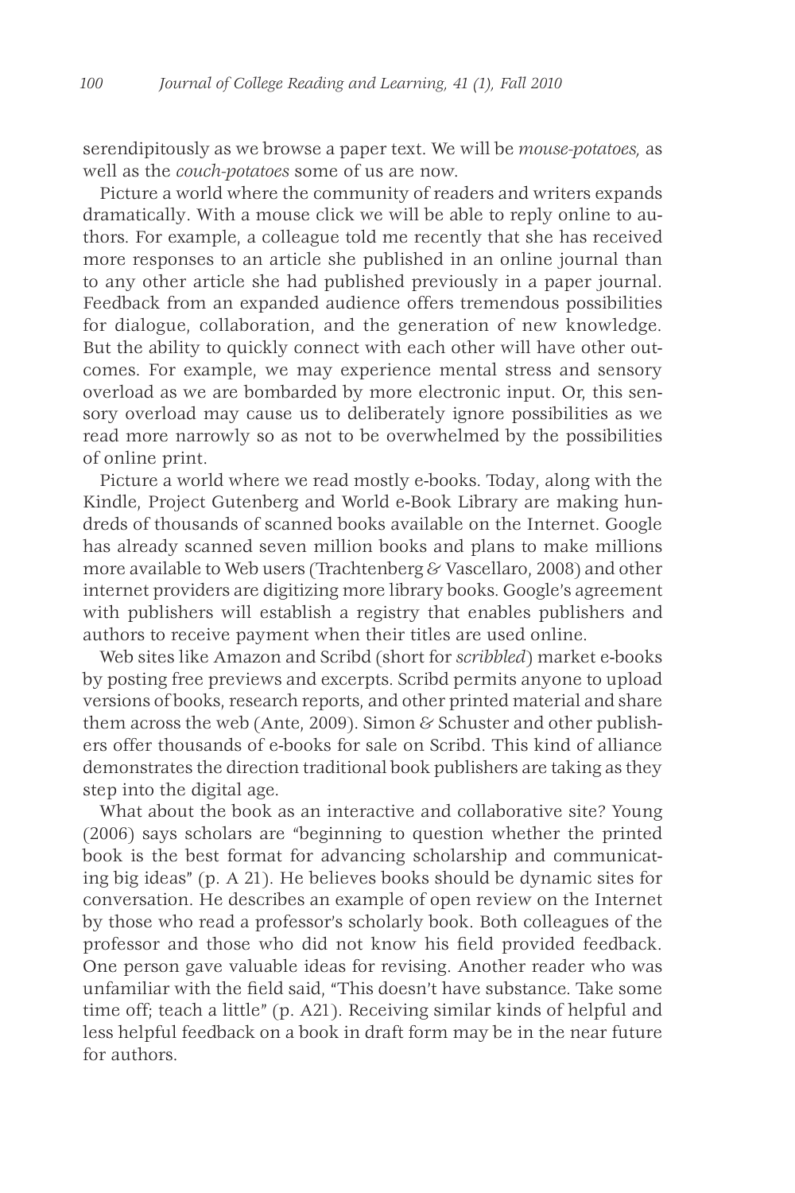serendipitously as we browse a paper text. We will be *mouse-potatoes,* as well as the *couch-potatoes* some of us are now.

Picture a world where the community of readers and writers expands dramatically. With a mouse click we will be able to reply online to authors. For example, a colleague told me recently that she has received more responses to an article she published in an online journal than to any other article she had published previously in a paper journal. Feedback from an expanded audience offers tremendous possibilities for dialogue, collaboration, and the generation of new knowledge. But the ability to quickly connect with each other will have other outcomes. For example, we may experience mental stress and sensory overload as we are bombarded by more electronic input. Or, this sensory overload may cause us to deliberately ignore possibilities as we read more narrowly so as not to be overwhelmed by the possibilities of online print.

Picture a world where we read mostly e-books. Today, along with the Kindle, Project Gutenberg and World e-Book Library are making hundreds of thousands of scanned books available on the Internet. Google has already scanned seven million books and plans to make millions more available to Web users (Trachtenberg & Vascellaro, 2008) and other internet providers are digitizing more library books. Google's agreement with publishers will establish a registry that enables publishers and authors to receive payment when their titles are used online.

Web sites like Amazon and Scribd (short for *scribbled*) market e-books by posting free previews and excerpts. Scribd permits anyone to upload versions of books, research reports, and other printed material and share them across the web (Ante, 2009). Simon & Schuster and other publishers offer thousands of e-books for sale on Scribd. This kind of alliance demonstrates the direction traditional book publishers are taking as they step into the digital age.

What about the book as an interactive and collaborative site? Young (2006) says scholars are "beginning to question whether the printed book is the best format for advancing scholarship and communicating big ideas" (p. A 21). He believes books should be dynamic sites for conversation. He describes an example of open review on the Internet by those who read a professor's scholarly book. Both colleagues of the professor and those who did not know his field provided feedback. One person gave valuable ideas for revising. Another reader who was unfamiliar with the field said, "This doesn't have substance. Take some time off; teach a little" (p. A21). Receiving similar kinds of helpful and less helpful feedback on a book in draft form may be in the near future for authors.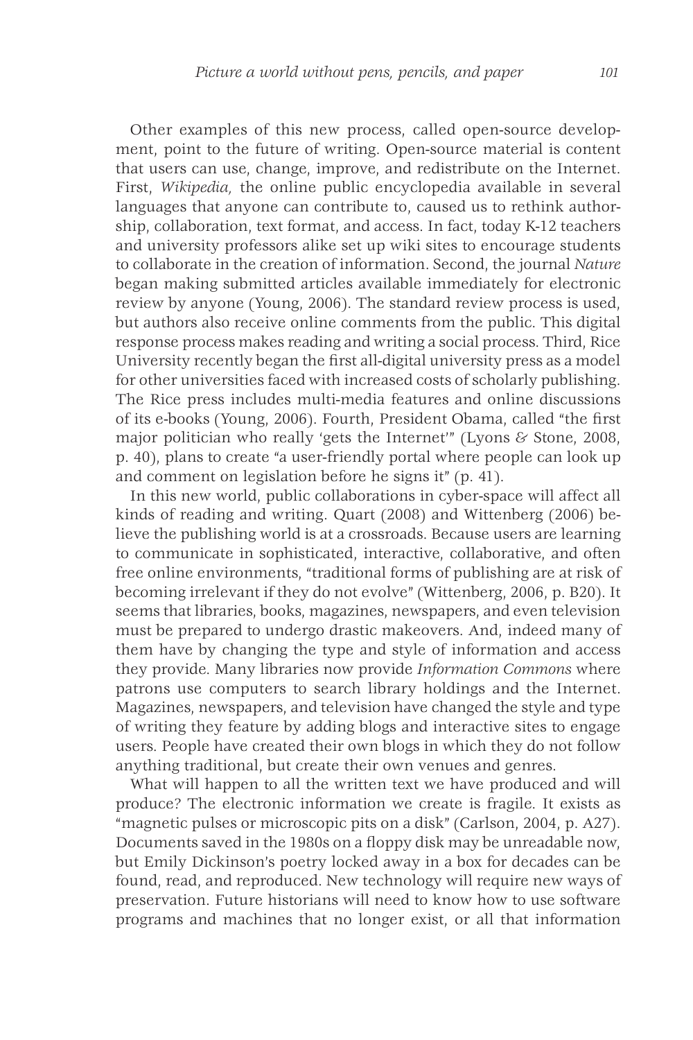Other examples of this new process, called open-source development, point to the future of writing. Open-source material is content that users can use, change, improve, and redistribute on the Internet. First, *Wikipedia,* the online public encyclopedia available in several languages that anyone can contribute to, caused us to rethink authorship, collaboration, text format, and access. In fact, today K-12 teachers and university professors alike set up wiki sites to encourage students to collaborate in the creation of information. Second, the journal *Nature* began making submitted articles available immediately for electronic review by anyone (Young, 2006). The standard review process is used, but authors also receive online comments from the public. This digital response process makes reading and writing a social process. Third, Rice University recently began the first all-digital university press as a model for other universities faced with increased costs of scholarly publishing. The Rice press includes multi-media features and online discussions of its e-books (Young, 2006). Fourth, President Obama, called "the first major politician who really 'gets the Internet'" (Lyons & Stone, 2008, p. 40), plans to create "a user-friendly portal where people can look up and comment on legislation before he signs it" (p. 41).

In this new world, public collaborations in cyber-space will affect all kinds of reading and writing. Quart (2008) and Wittenberg (2006) believe the publishing world is at a crossroads. Because users are learning to communicate in sophisticated, interactive, collaborative, and often free online environments, "traditional forms of publishing are at risk of becoming irrelevant if they do not evolve" (Wittenberg, 2006, p. B20). It seems that libraries, books, magazines, newspapers, and even television must be prepared to undergo drastic makeovers. And, indeed many of them have by changing the type and style of information and access they provide. Many libraries now provide *Information Commons* where patrons use computers to search library holdings and the Internet. Magazines, newspapers, and television have changed the style and type of writing they feature by adding blogs and interactive sites to engage users. People have created their own blogs in which they do not follow anything traditional, but create their own venues and genres.

What will happen to all the written text we have produced and will produce? The electronic information we create is fragile. It exists as "magnetic pulses or microscopic pits on a disk" (Carlson, 2004, p. A27). Documents saved in the 1980s on a floppy disk may be unreadable now, but Emily Dickinson's poetry locked away in a box for decades can be found, read, and reproduced. New technology will require new ways of preservation. Future historians will need to know how to use software programs and machines that no longer exist, or all that information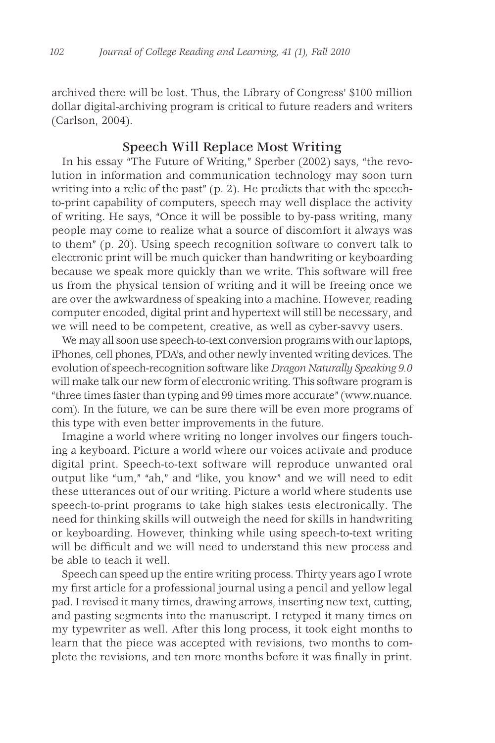archived there will be lost. Thus, the Library of Congress' $100 million dollar digital-archiving program is critical to future readers and writers (Carlson, 2004).

## Speech Will Replace Most Writing

In his essay "The Future of Writing," Sperber (2002) says, "the revolution in information and communication technology may soon turn writing into a relic of the past" (p. 2). He predicts that with the speech-to-print capability of computers, speech may well displace the activity of writing. He says, "Once it will be possible to by-pass writing, many people may come to realize what a source of discomfort it always was to them" (p. 20). Using speech recognition software to convert talk to electronic print will be much quicker than handwriting or keyboarding because we speak more quickly than we write. This software will free us from the physical tension of writing and it will be freeing once we are over the awkwardness of speaking into a machine. However, reading computer encoded, digital print and hypertext will still be necessary, and we will need to be competent, creative, as well as cyber-savvy users.

We may all soon use speech-to-text conversion programs with our laptops, iPhones, cell phones, PDA's, and other newly invented writing devices. The evolution of speech-recognition software like *Dragon Naturally Speaking 9.0* will make talk our new form of electronic writing. This software program is "three times faster than typing and 99 times more accurate" (www.nuance.com). In the future, we can be sure there will be even more programs of this type with even better improvements in the future.

Imagine a world where writing no longer involves our fingers touching a keyboard. Picture a world where our voices activate and produce digital print. Speech-to-text software will reproduce unwanted oral output like "um," "ah," and "like, you know" and we will need to edit these utterances out of our writing. Picture a world where students use speech-to-print programs to take high stakes tests electronically. The need for thinking skills will outweigh the need for skills in handwriting or keyboarding. However, thinking while using speech-to-text writing will be difficult and we will need to understand this new process and be able to teach it well.

Speech can speed up the entire writing process. Thirty years ago I wrote my first article for a professional journal using a pencil and yellow legal pad. I revised it many times, drawing arrows, inserting new text, cutting, and pasting segments into the manuscript. I retyped it many times on my typewriter as well. After this long process, it took eight months to learn that the piece was accepted with revisions, two months to complete the revisions, and ten more months before it was finally in print.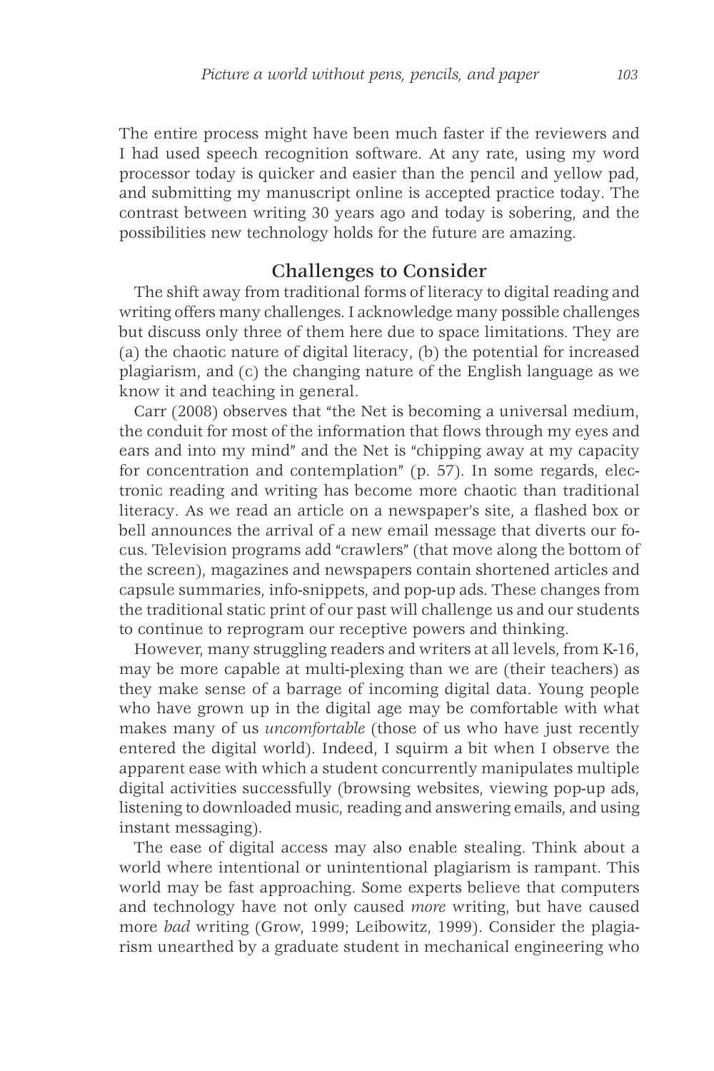The entire process might have been much faster if the reviewers and I had used speech recognition software. At any rate, using my word processor today is quicker and easier than the pencil and yellow pad, and submitting my manuscript online is accepted practice today. The contrast between writing 30 years ago and today is sobering, and the possibilities new technology holds for the future are amazing.

## Challenges to Consider

The shift away from traditional forms of literacy to digital reading and writing offers many challenges. I acknowledge many possible challenges but discuss only three of them here due to space limitations. They are (a) the chaotic nature of digital literacy, (b) the potential for increased plagiarism, and (c) the changing nature of the English language as we know it and teaching in general.

Carr (2008) observes that "the Net is becoming a universal medium, the conduit for most of the information that flows through my eyes and ears and into my mind" and the Net is "chipping away at my capacity for concentration and contemplation" (p. 57). In some regards, electronic reading and writing has become more chaotic than traditional literacy. As we read an article on a newspaper's site, a flashed box or bell announces the arrival of a new email message that diverts our focus. Television programs add "crawlers" (that move along the bottom of the screen), magazines and newspapers contain shortened articles and capsule summaries, info-snippets, and pop-up ads. These changes from the traditional static print of our past will challenge us and our students to continue to reprogram our receptive powers and thinking.

However, many struggling readers and writers at all levels, from K-16, may be more capable at multi-plexing than we are (their teachers) as they make sense of a barrage of incoming digital data. Young people who have grown up in the digital age may be comfortable with what makes many of us *uncomfortable* (those of us who have just recently entered the digital world). Indeed, I squirm a bit when I observe the apparent ease with which a student concurrently manipulates multiple digital activities successfully (browsing websites, viewing pop-up ads, listening to downloaded music, reading and answering emails, and using instant messaging).

The ease of digital access may also enable stealing. Think about a world where intentional or unintentional plagiarism is rampant. This world may be fast approaching. Some experts believe that computers and technology have not only caused *more* writing, but have caused more *bad* writing (Grow, 1999; Leibowitz, 1999). Consider the plagiarism unearthed by a graduate student in mechanical engineering who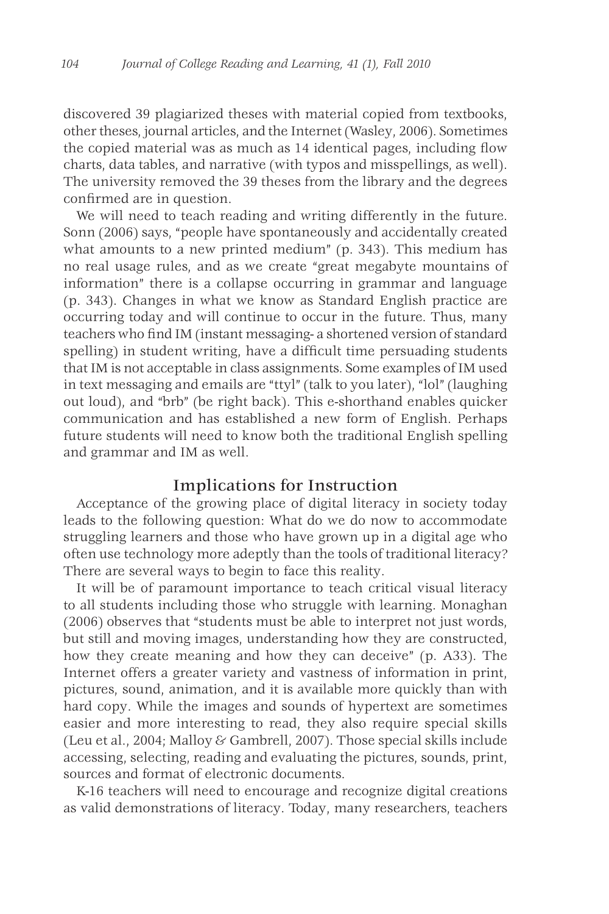discovered 39 plagiarized theses with material copied from textbooks, other theses, journal articles, and the Internet (Wasley, 2006). Sometimes the copied material was as much as 14 identical pages, including flow charts, data tables, and narrative (with typos and misspellings, as well). The university removed the 39 theses from the library and the degrees confirmed are in question.

We will need to teach reading and writing differently in the future. Sonn (2006) says, "people have spontaneously and accidentally created what amounts to a new printed medium" (p. 343). This medium has no real usage rules, and as we create "great megabyte mountains of information" there is a collapse occurring in grammar and language (p. 343). Changes in what we know as Standard English practice are occurring today and will continue to occur in the future. Thus, many teachers who find IM (instant messaging- a shortened version of standard spelling) in student writing, have a difficult time persuading students that IM is not acceptable in class assignments. Some examples of IM used in text messaging and emails are "ttyl" (talk to you later), "lol" (laughing out loud), and "brb" (be right back). This e-shorthand enables quicker communication and has established a new form of English. Perhaps future students will need to know both the traditional English spelling and grammar and IM as well.

## Implications for Instruction

Acceptance of the growing place of digital literacy in society today leads to the following question: What do we do now to accommodate struggling learners and those who have grown up in a digital age who often use technology more adeptly than the tools of traditional literacy? There are several ways to begin to face this reality.

It will be of paramount importance to teach critical visual literacy to all students including those who struggle with learning. Monaghan (2006) observes that "students must be able to interpret not just words, but still and moving images, understanding how they are constructed, how they create meaning and how they can deceive" (p. A33). The Internet offers a greater variety and vastness of information in print, pictures, sound, animation, and it is available more quickly than with hard copy. While the images and sounds of hypertext are sometimes easier and more interesting to read, they also require special skills (Leu et al., 2004; Malloy & Gambrell, 2007). Those special skills include accessing, selecting, reading and evaluating the pictures, sounds, print, sources and format of electronic documents.

K-16 teachers will need to encourage and recognize digital creations as valid demonstrations of literacy. Today, many researchers, teachers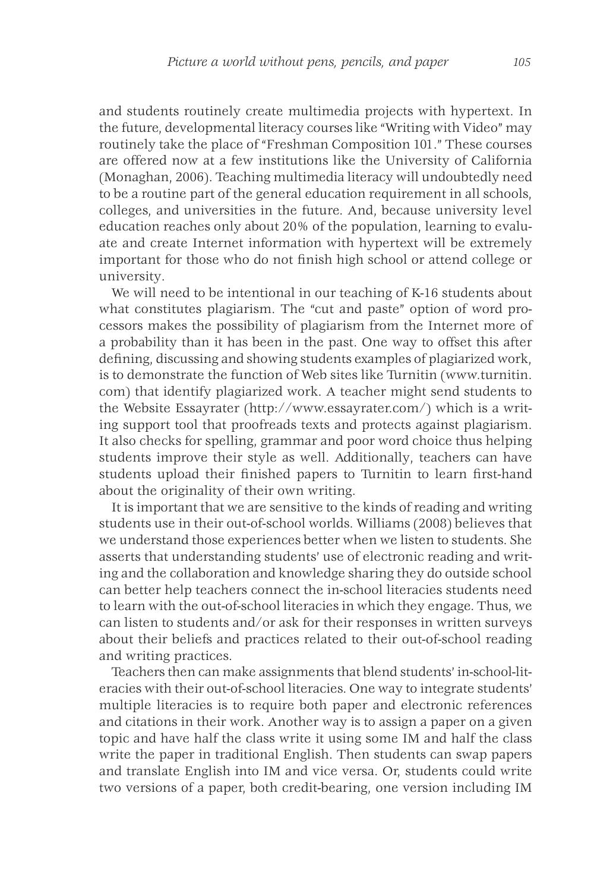and students routinely create multimedia projects with hypertext. In the future, developmental literacy courses like "Writing with Video" may routinely take the place of "Freshman Composition 101." These courses are offered now at a few institutions like the University of California (Monaghan, 2006). Teaching multimedia literacy will undoubtedly need to be a routine part of the general education requirement in all schools, colleges, and universities in the future. And, because university level education reaches only about 20% of the population, learning to evaluate and create Internet information with hypertext will be extremely important for those who do not finish high school or attend college or university.

We will need to be intentional in our teaching of K-16 students about what constitutes plagiarism. The "cut and paste" option of word processors makes the possibility of plagiarism from the Internet more of a probability than it has been in the past. One way to offset this after defining, discussing and showing students examples of plagiarized work, is to demonstrate the function of Web sites like Turnitin (www.turnitin.com) that identify plagiarized work. A teacher might send students to the Website Essayrater (http://www.essayrater.com/) which is a writing support tool that proofreads texts and protects against plagiarism. It also checks for spelling, grammar and poor word choice thus helping students improve their style as well. Additionally, teachers can have students upload their finished papers to Turnitin to learn first-hand about the originality of their own writing.

It is important that we are sensitive to the kinds of reading and writing students use in their out-of-school worlds. Williams (2008) believes that we understand those experiences better when we listen to students. She asserts that understanding students' use of electronic reading and writing and the collaboration and knowledge sharing they do outside school can better help teachers connect the in-school literacies students need to learn with the out-of-school literacies in which they engage. Thus, we can listen to students and/or ask for their responses in written surveys about their beliefs and practices related to their out-of-school reading and writing practices.

Teachers then can make assignments that blend students' in-school-literacies with their out-of-school literacies. One way to integrate students' multiple literacies is to require both paper and electronic references and citations in their work. Another way is to assign a paper on a given topic and have half the class write it using some IM and half the class write the paper in traditional English. Then students can swap papers and translate English into IM and vice versa. Or, students could write two versions of a paper, both credit-bearing, one version including IM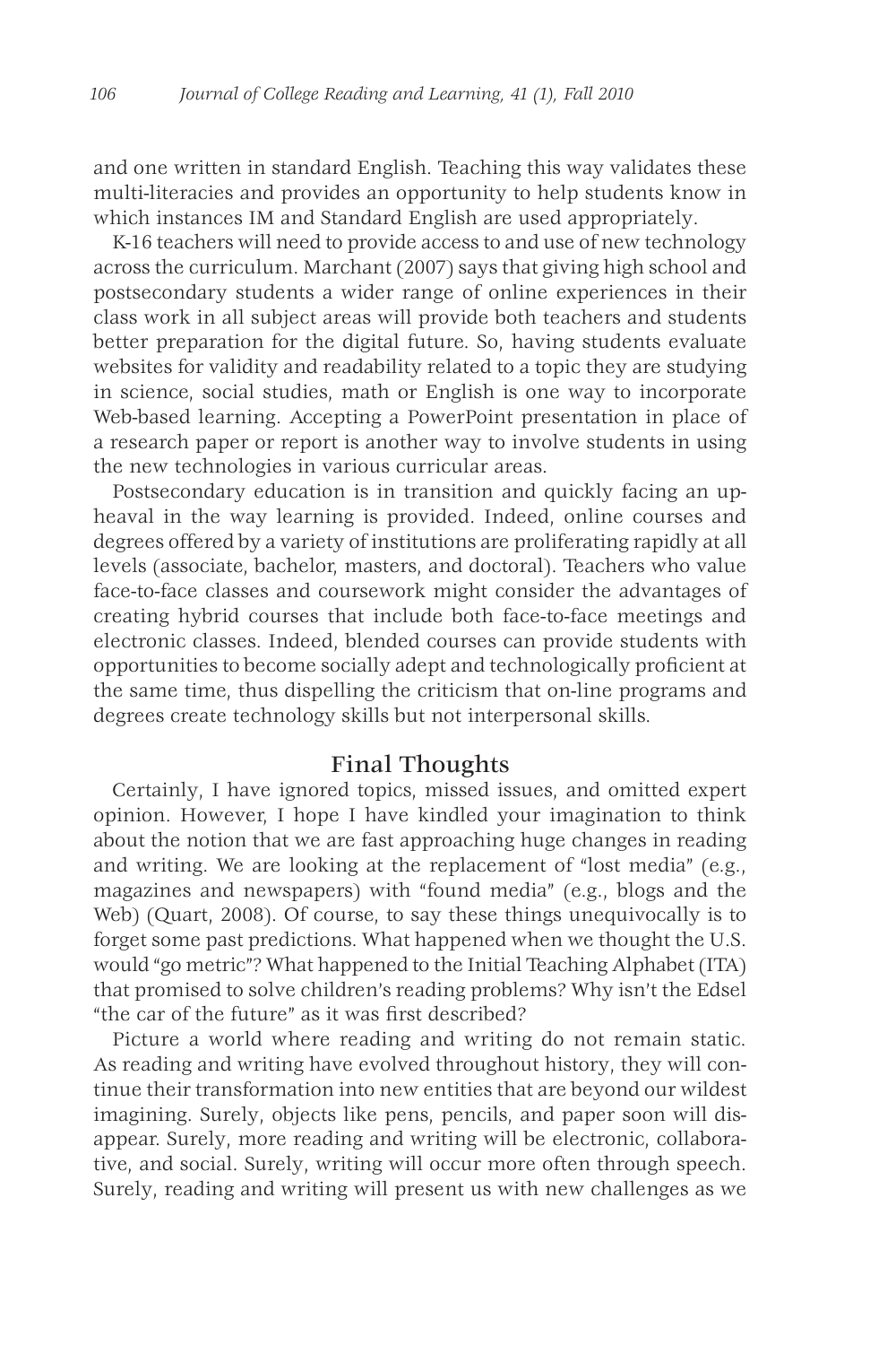and one written in standard English. Teaching this way validates these multi-literacies and provides an opportunity to help students know in which instances IM and Standard English are used appropriately.

K-16 teachers will need to provide access to and use of new technology across the curriculum. Marchant (2007) says that giving high school and postsecondary students a wider range of online experiences in their class work in all subject areas will provide both teachers and students better preparation for the digital future. So, having students evaluate websites for validity and readability related to a topic they are studying in science, social studies, math or English is one way to incorporate Web-based learning. Accepting a PowerPoint presentation in place of a research paper or report is another way to involve students in using the new technologies in various curricular areas.

Postsecondary education is in transition and quickly facing an upheaval in the way learning is provided. Indeed, online courses and degrees offered by a variety of institutions are proliferating rapidly at all levels (associate, bachelor, masters, and doctoral). Teachers who value face-to-face classes and coursework might consider the advantages of creating hybrid courses that include both face-to-face meetings and electronic classes. Indeed, blended courses can provide students with opportunities to become socially adept and technologically proficient at the same time, thus dispelling the criticism that on-line programs and degrees create technology skills but not interpersonal skills.

## Final Thoughts

Certainly, I have ignored topics, missed issues, and omitted expert opinion. However, I hope I have kindled your imagination to think about the notion that we are fast approaching huge changes in reading and writing. We are looking at the replacement of "lost media" (e.g., magazines and newspapers) with "found media" (e.g., blogs and the Web) (Quart, 2008). Of course, to say these things unequivocally is to forget some past predictions. What happened when we thought the U.S. would "go metric"? What happened to the Initial Teaching Alphabet (ITA) that promised to solve children's reading problems? Why isn't the Edsel "the car of the future" as it was first described?

Picture a world where reading and writing do not remain static. As reading and writing have evolved throughout history, they will continue their transformation into new entities that are beyond our wildest imagining. Surely, objects like pens, pencils, and paper soon will disappear. Surely, more reading and writing will be electronic, collaborative, and social. Surely, writing will occur more often through speech. Surely, reading and writing will present us with new challenges as we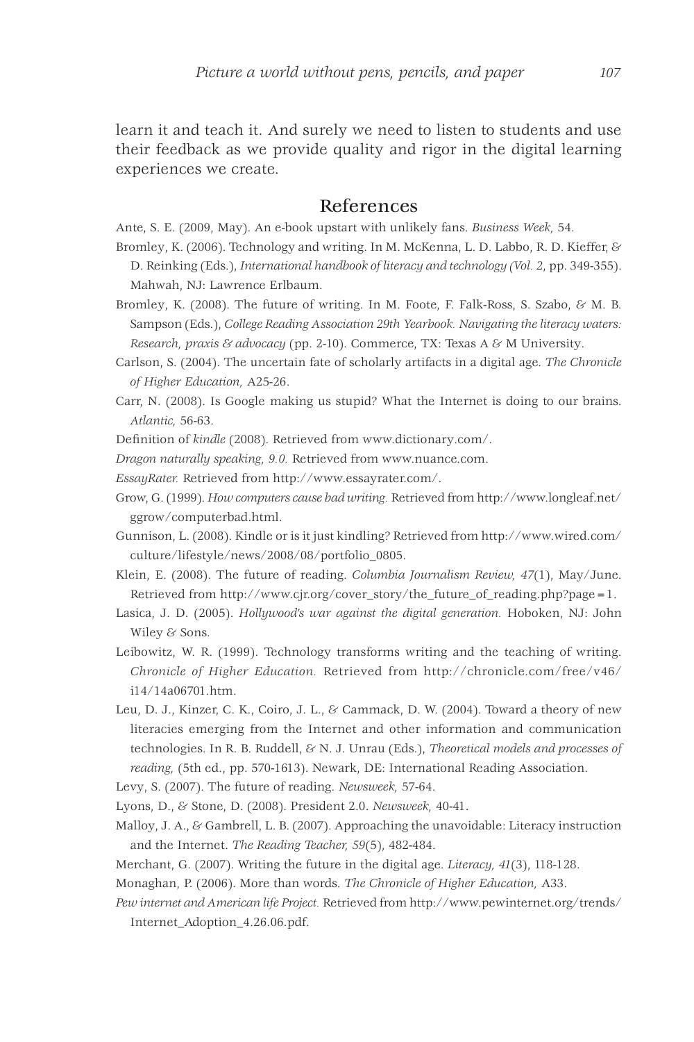learn it and teach it. And surely we need to listen to students and use their feedback as we provide quality and rigor in the digital learning experiences we create.

## References

Ante, S. E. (2009, May). An e-book upstart with unlikely fans. *Business Week,* 54.

Bromley, K. (2006). Technology and writing. In M. McKenna, L. D. Labbo, R. D. Kieffer, & D. Reinking (Eds.), *International handbook of literacy and technology (Vol. 2*, pp. 349-355). Mahwah, NJ: Lawrence Erlbaum.

Bromley, K. (2008). The future of writing. In M. Foote, F. Falk-Ross, S. Szabo, & M. B. Sampson (Eds.), *College Reading Association 29th Yearbook. Navigating the literacy waters: Research, praxis & advocacy* (pp. 2-10). Commerce, TX: Texas A & M University.

Carlson, S. (2004). The uncertain fate of scholarly artifacts in a digital age. *The Chronicle of Higher Education,* A25-26.

Carr, N. (2008). Is Google making us stupid? What the Internet is doing to our brains. *Atlantic,* 56-63.

Definition of *kindle* (2008). Retrieved from www.dictionary.com/.

*Dragon naturally speaking, 9.0.* Retrieved from www.nuance.com.

*EssayRater.* Retrieved from http://www.essayrater.com/.

Grow, G. (1999). *How computers cause bad writing.* Retrieved from http://www.longleaf.net/ggrow/computerbad.html.

Gunnison, L. (2008). Kindle or is it just kindling? Retrieved from http://www.wired.com/culture/lifestyle/news/2008/08/portfolio_0805.

Klein, E. (2008). The future of reading. *Columbia Journalism Review, 47*(1), May/June. Retrieved from http://www.cjr.org/cover_story/the_future_of_reading.php?page=1.

Lasica, J. D. (2005). *Hollywood's war against the digital generation.* Hoboken, NJ: John Wiley & Sons.

Leibowitz, W. R. (1999). Technology transforms writing and the teaching of writing. *Chronicle of Higher Education.* Retrieved from http://chronicle.com/free/v46/i14/14a06701.htm.

Leu, D. J., Kinzer, C. K., Coiro, J. L., & Cammack, D. W. (2004). Toward a theory of new literacies emerging from the Internet and other information and communication technologies. In R. B. Ruddell, & N. J. Unrau (Eds.), *Theoretical models and processes of reading,* (5th ed., pp. 570-1613). Newark, DE: International Reading Association.

Levy, S. (2007). The future of reading. *Newsweek,* 57-64.

Lyons, D., & Stone, D. (2008). President 2.0. *Newsweek,* 40-41.

Malloy, J. A., & Gambrell, L. B. (2007). Approaching the unavoidable: Literacy instruction and the Internet. *The Reading Teacher, 59*(5), 482-484.

Merchant, G. (2007). Writing the future in the digital age. *Literacy, 41*(3), 118-128.

Monaghan, P. (2006). More than words. *The Chronicle of Higher Education,* A33.

*Pew internet and American life Project.* Retrieved from http://www.pewinternet.org/trends/Internet_Adoption_4.26.06.pdf.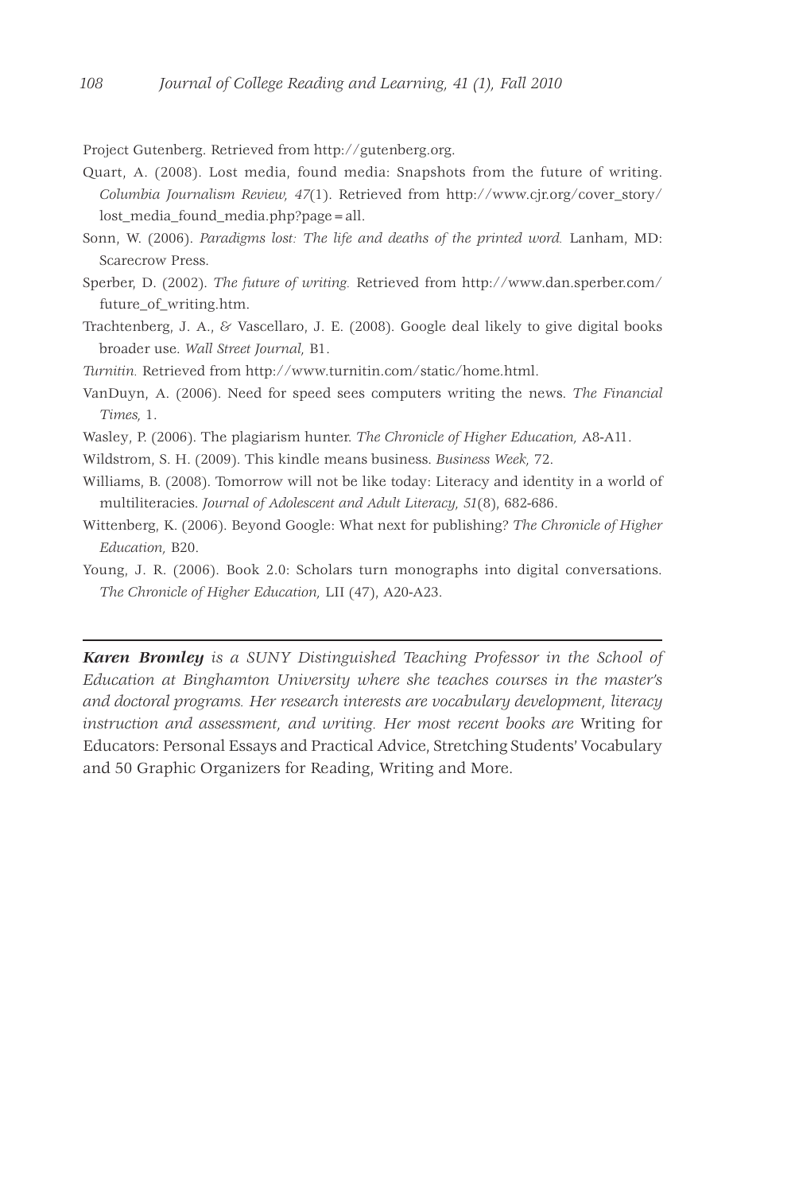Project Gutenberg. Retrieved from http://gutenberg.org.

Quart, A. (2008). Lost media, found media: Snapshots from the future of writing. *Columbia Journalism Review, 47*(1). Retrieved from http://www.cjr.org/cover_story/lost_media_found_media.php?page=all.

Sonn, W. (2006). *Paradigms lost: The life and deaths of the printed word.* Lanham, MD: Scarecrow Press.

Sperber, D. (2002). *The future of writing.* Retrieved from http://www.dan.sperber.com/future_of_writing.htm.

Trachtenberg, J. A., & Vascellaro, J. E. (2008). Google deal likely to give digital books broader use. *Wall Street Journal,* B1.

*Turnitin.* Retrieved from http://www.turnitin.com/static/home.html.

VanDuyn, A. (2006). Need for speed sees computers writing the news. *The Financial Times,* 1.

Wasley, P. (2006). The plagiarism hunter. *The Chronicle of Higher Education,* A8-A11.

Wildstrom, S. H. (2009). This kindle means business. *Business Week,* 72.

Williams, B. (2008). Tomorrow will not be like today: Literacy and identity in a world of multiliteracies. *Journal of Adolescent and Adult Literacy, 51*(8), 682-686.

Wittenberg, K. (2006). Beyond Google: What next for publishing? *The Chronicle of Higher Education,* B20.

Young, J. R. (2006). Book 2.0: Scholars turn monographs into digital conversations. *The Chronicle of Higher Education,* LII (47), A20-A23.

---

***Karen Bromley*** *is a SUNY Distinguished Teaching Professor in the School of Education at Binghamton University where she teaches courses in the master's and doctoral programs. Her research interests are vocabulary development, literacy instruction and assessment, and writing. Her most recent books are* Writing for Educators: Personal Essays and Practical Advice, Stretching Students' Vocabulary and 50 Graphic Organizers for Reading, Writing and More.